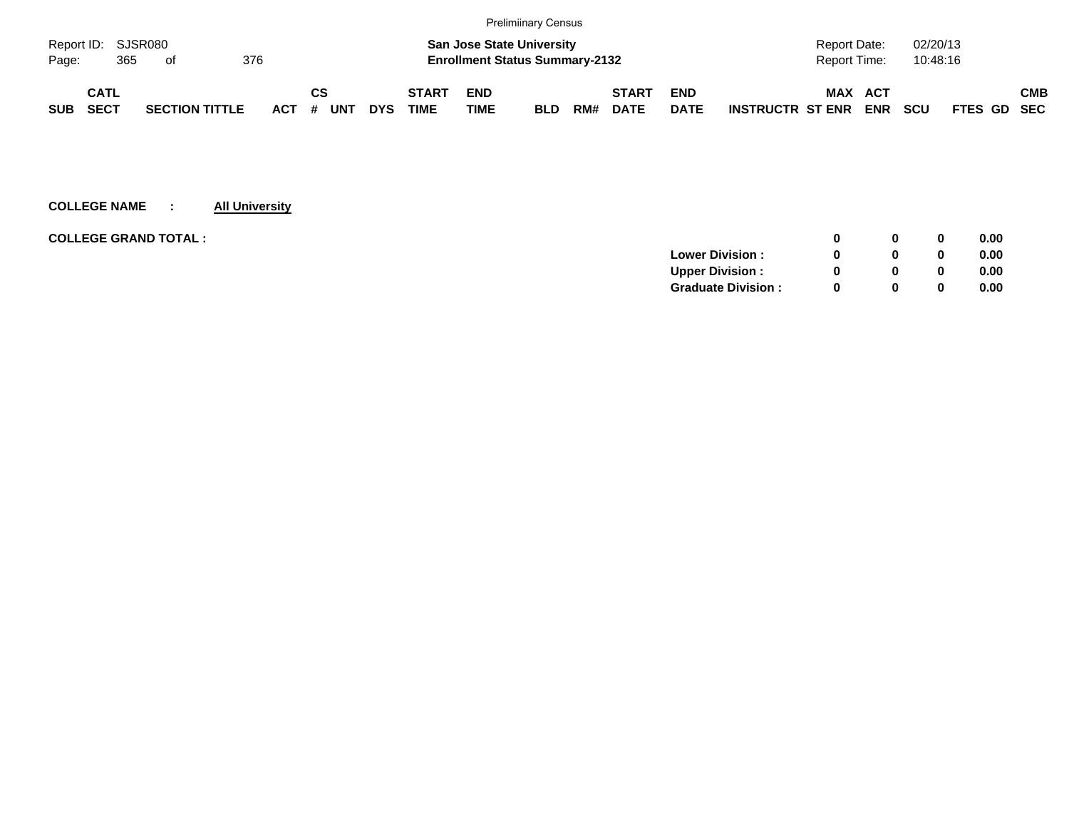Prelimiinary Census

Report ID: SJSR080

**San Jose State University**
**Enrollment Status Summary-2132**

Report Date: 02/20/13
Report Time: 10:48:16

| SUB | CATL SECT | SECTION TITTLE | ACT | CS # | UNT | DYS | START TIME | END TIME | BLD | RM# | START DATE | END DATE | INSTRUCTR | MAX ST ENR | ACT ENR | SCU | FTES | GD | CMB SEC |
|---|---|---|---|---|---|---|---|---|---|---|---|---|---|---|---|---|---|---|---|

**COLLEGE NAME : All University**

| | MAX ST ENR | ACT ENR | SCU | FTES |
|---|---|---|---|---|
| **COLLEGE GRAND TOTAL :** | **0** | **0** | **0** | **0.00** |
| **Lower Division :** | **0** | **0** | **0** | **0.00** |
| **Upper Division :** | **0** | **0** | **0** | **0.00** |
| **Graduate Division :** | **0** | **0** | **0** | **0.00** |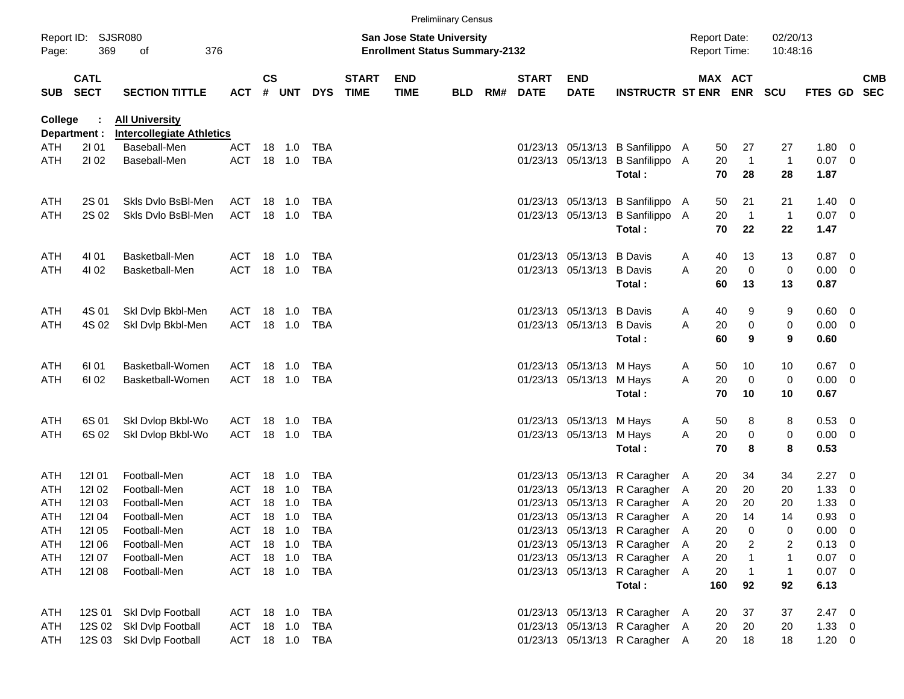Prelimiinary Census

Report ID: SJSR080
Page: 369 of 376

**San Jose State University**
**Enrollment Status Summary-2132**

Report Date: 02/20/13
Report Time: 10:48:16

**College : All University**
**Department : Intercollegiate Athletics**

| SUB | CATL SECT | SECTION TITTLE | ACT | CS # | UNT | DYS | START TIME | END TIME | BLD | RM# | START DATE | END DATE | INSTRUCTR | ST | MAX ENR | ACT ENR | SCU | FTES | GD | CMB SEC |
|---|---|---|---|---|---|---|---|---|---|---|---|---|---|---|---|---|---|---|---|---|
| ATH | 2I 01 | Baseball-Men | ACT | 18 | 1.0 | TBA | | | | | 01/23/13 | 05/13/13 | B Sanfilippo | A | 50 | 27 | 27 | 1.80 | 0 | |
| ATH | 2I 02 | Baseball-Men | ACT | 18 | 1.0 | TBA | | | | | 01/23/13 | 05/13/13 | B Sanfilippo | A | 20 | 1 | 1 | 0.07 | 0 | |
| | | | | | | | | | | | | | **Total :** | | **70** | **28** | **28** | **1.87** | | |
| ATH | 2S 01 | Skls Dvlo BsBl-Men | ACT | 18 | 1.0 | TBA | | | | | 01/23/13 | 05/13/13 | B Sanfilippo | A | 50 | 21 | 21 | 1.40 | 0 | |
| ATH | 2S 02 | Skls Dvlo BsBl-Men | ACT | 18 | 1.0 | TBA | | | | | 01/23/13 | 05/13/13 | B Sanfilippo | A | 20 | 1 | 1 | 0.07 | 0 | |
| | | | | | | | | | | | | | **Total :** | | **70** | **22** | **22** | **1.47** | | |
| ATH | 4I 01 | Basketball-Men | ACT | 18 | 1.0 | TBA | | | | | 01/23/13 | 05/13/13 | B Davis | A | 40 | 13 | 13 | 0.87 | 0 | |
| ATH | 4I 02 | Basketball-Men | ACT | 18 | 1.0 | TBA | | | | | 01/23/13 | 05/13/13 | B Davis | A | 20 | 0 | 0 | 0.00 | 0 | |
| | | | | | | | | | | | | | **Total :** | | **60** | **13** | **13** | **0.87** | | |
| ATH | 4S 01 | Skl Dvlp Bkbl-Men | ACT | 18 | 1.0 | TBA | | | | | 01/23/13 | 05/13/13 | B Davis | A | 40 | 9 | 9 | 0.60 | 0 | |
| ATH | 4S 02 | Skl Dvlp Bkbl-Men | ACT | 18 | 1.0 | TBA | | | | | 01/23/13 | 05/13/13 | B Davis | A | 20 | 0 | 0 | 0.00 | 0 | |
| | | | | | | | | | | | | | **Total :** | | **60** | **9** | **9** | **0.60** | | |
| ATH | 6I 01 | Basketball-Women | ACT | 18 | 1.0 | TBA | | | | | 01/23/13 | 05/13/13 | M Hays | A | 50 | 10 | 10 | 0.67 | 0 | |
| ATH | 6I 02 | Basketball-Women | ACT | 18 | 1.0 | TBA | | | | | 01/23/13 | 05/13/13 | M Hays | A | 20 | 0 | 0 | 0.00 | 0 | |
| | | | | | | | | | | | | | **Total :** | | **70** | **10** | **10** | **0.67** | | |
| ATH | 6S 01 | Skl Dvlop Bkbl-Wo | ACT | 18 | 1.0 | TBA | | | | | 01/23/13 | 05/13/13 | M Hays | A | 50 | 8 | 8 | 0.53 | 0 | |
| ATH | 6S 02 | Skl Dvlop Bkbl-Wo | ACT | 18 | 1.0 | TBA | | | | | 01/23/13 | 05/13/13 | M Hays | A | 20 | 0 | 0 | 0.00 | 0 | |
| | | | | | | | | | | | | | **Total :** | | **70** | **8** | **8** | **0.53** | | |
| ATH | 12I 01 | Football-Men | ACT | 18 | 1.0 | TBA | | | | | 01/23/13 | 05/13/13 | R Caragher | A | 20 | 34 | 34 | 2.27 | 0 | |
| ATH | 12I 02 | Football-Men | ACT | 18 | 1.0 | TBA | | | | | 01/23/13 | 05/13/13 | R Caragher | A | 20 | 20 | 20 | 1.33 | 0 | |
| ATH | 12I 03 | Football-Men | ACT | 18 | 1.0 | TBA | | | | | 01/23/13 | 05/13/13 | R Caragher | A | 20 | 20 | 20 | 1.33 | 0 | |
| ATH | 12I 04 | Football-Men | ACT | 18 | 1.0 | TBA | | | | | 01/23/13 | 05/13/13 | R Caragher | A | 20 | 14 | 14 | 0.93 | 0 | |
| ATH | 12I 05 | Football-Men | ACT | 18 | 1.0 | TBA | | | | | 01/23/13 | 05/13/13 | R Caragher | A | 20 | 0 | 0 | 0.00 | 0 | |
| ATH | 12I 06 | Football-Men | ACT | 18 | 1.0 | TBA | | | | | 01/23/13 | 05/13/13 | R Caragher | A | 20 | 2 | 2 | 0.13 | 0 | |
| ATH | 12I 07 | Football-Men | ACT | 18 | 1.0 | TBA | | | | | 01/23/13 | 05/13/13 | R Caragher | A | 20 | 1 | 1 | 0.07 | 0 | |
| ATH | 12I 08 | Football-Men | ACT | 18 | 1.0 | TBA | | | | | 01/23/13 | 05/13/13 | R Caragher | A | 20 | 1 | 1 | 0.07 | 0 | |
| | | | | | | | | | | | | | **Total :** | | **160** | **92** | **92** | **6.13** | | |
| ATH | 12S 01 | Skl Dvlp Football | ACT | 18 | 1.0 | TBA | | | | | 01/23/13 | 05/13/13 | R Caragher | A | 20 | 37 | 37 | 2.47 | 0 | |
| ATH | 12S 02 | Skl Dvlp Football | ACT | 18 | 1.0 | TBA | | | | | 01/23/13 | 05/13/13 | R Caragher | A | 20 | 20 | 20 | 1.33 | 0 | |
| ATH | 12S 03 | Skl Dvlp Football | ACT | 18 | 1.0 | TBA | | | | | 01/23/13 | 05/13/13 | R Caragher | A | 20 | 18 | 18 | 1.20 | 0 | |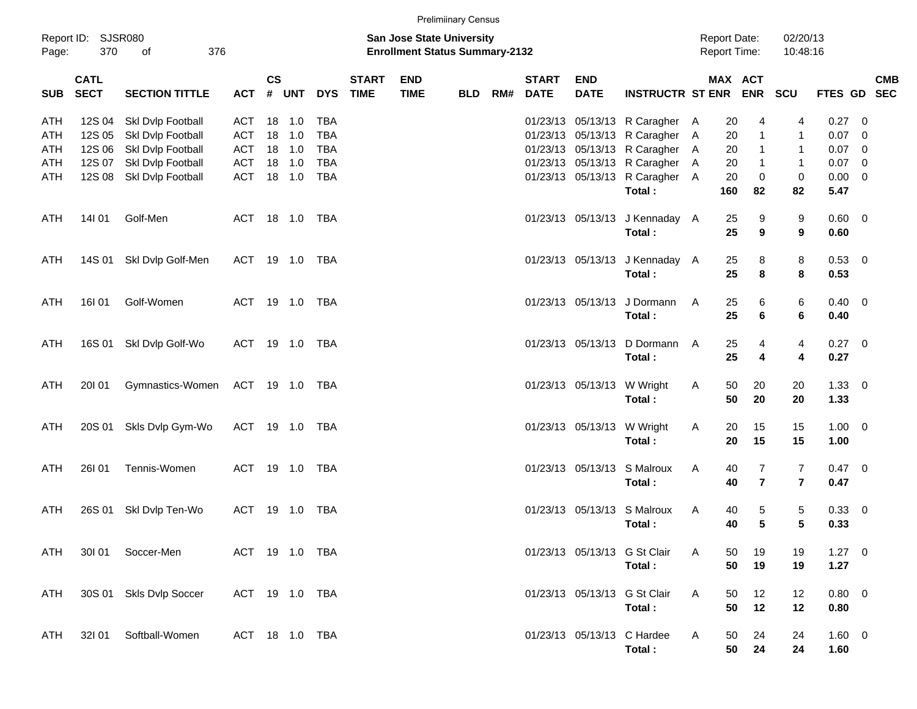Prelimiinary Census

Report ID: SJSR080
Page: 370 of 376

**San Jose State University**
**Enrollment Status Summary-2132**

Report Date: 02/20/13
Report Time: 10:48:16

| SUB | CATL SECT | SECTION TITTLE | ACT | CS # | UNT | DYS | START TIME | END TIME | BLD | RM# | START DATE | END DATE | INSTRUCTR | ST | MAX ENR | ACT ENR | SCU | FTES | GD | CMB SEC |
|---|---|---|---|---|---|---|---|---|---|---|---|---|---|---|---|---|---|---|---|---|
| ATH | 12S 04 | Skl Dvlp Football | ACT | 18 | 1.0 | TBA | | | | | 01/23/13 | 05/13/13 | R Caragher | A | 20 | 4 | 4 | 0.27 | 0 | |
| ATH | 12S 05 | Skl Dvlp Football | ACT | 18 | 1.0 | TBA | | | | | 01/23/13 | 05/13/13 | R Caragher | A | 20 | 1 | 1 | 0.07 | 0 | |
| ATH | 12S 06 | Skl Dvlp Football | ACT | 18 | 1.0 | TBA | | | | | 01/23/13 | 05/13/13 | R Caragher | A | 20 | 1 | 1 | 0.07 | 0 | |
| ATH | 12S 07 | Skl Dvlp Football | ACT | 18 | 1.0 | TBA | | | | | 01/23/13 | 05/13/13 | R Caragher | A | 20 | 1 | 1 | 0.07 | 0 | |
| ATH | 12S 08 | Skl Dvlp Football | ACT | 18 | 1.0 | TBA | | | | | 01/23/13 | 05/13/13 | R Caragher | A | 20 | 0 | 0 | 0.00 | 0 | |
| | | | | | | | | | | | | | **Total :** | | **160** | **82** | **82** | **5.47** | | |
| ATH | 14I 01 | Golf-Men | ACT | 18 | 1.0 | TBA | | | | | 01/23/13 | 05/13/13 | J Kennaday | A | 25 | 9 | 9 | 0.60 | 0 | |
| | | | | | | | | | | | | | **Total :** | | **25** | **9** | **9** | **0.60** | | |
| ATH | 14S 01 | Skl Dvlp Golf-Men | ACT | 19 | 1.0 | TBA | | | | | 01/23/13 | 05/13/13 | J Kennaday | A | 25 | 8 | 8 | 0.53 | 0 | |
| | | | | | | | | | | | | | **Total :** | | **25** | **8** | **8** | **0.53** | | |
| ATH | 16I 01 | Golf-Women | ACT | 19 | 1.0 | TBA | | | | | 01/23/13 | 05/13/13 | J Dormann | A | 25 | 6 | 6 | 0.40 | 0 | |
| | | | | | | | | | | | | | **Total :** | | **25** | **6** | **6** | **0.40** | | |
| ATH | 16S 01 | Skl Dvlp Golf-Wo | ACT | 19 | 1.0 | TBA | | | | | 01/23/13 | 05/13/13 | D Dormann | A | 25 | 4 | 4 | 0.27 | 0 | |
| | | | | | | | | | | | | | **Total :** | | **25** | **4** | **4** | **0.27** | | |
| ATH | 20I 01 | Gymnastics-Women | ACT | 19 | 1.0 | TBA | | | | | 01/23/13 | 05/13/13 | W Wright | A | 50 | 20 | 20 | 1.33 | 0 | |
| | | | | | | | | | | | | | **Total :** | | **50** | **20** | **20** | **1.33** | | |
| ATH | 20S 01 | Skls Dvlp Gym-Wo | ACT | 19 | 1.0 | TBA | | | | | 01/23/13 | 05/13/13 | W Wright | A | 20 | 15 | 15 | 1.00 | 0 | |
| | | | | | | | | | | | | | **Total :** | | **20** | **15** | **15** | **1.00** | | |
| ATH | 26I 01 | Tennis-Women | ACT | 19 | 1.0 | TBA | | | | | 01/23/13 | 05/13/13 | S Malroux | A | 40 | 7 | 7 | 0.47 | 0 | |
| | | | | | | | | | | | | | **Total :** | | **40** | **7** | **7** | **0.47** | | |
| ATH | 26S 01 | Skl Dvlp Ten-Wo | ACT | 19 | 1.0 | TBA | | | | | 01/23/13 | 05/13/13 | S Malroux | A | 40 | 5 | 5 | 0.33 | 0 | |
| | | | | | | | | | | | | | **Total :** | | **40** | **5** | **5** | **0.33** | | |
| ATH | 30I 01 | Soccer-Men | ACT | 19 | 1.0 | TBA | | | | | 01/23/13 | 05/13/13 | G St Clair | A | 50 | 19 | 19 | 1.27 | 0 | |
| | | | | | | | | | | | | | **Total :** | | **50** | **19** | **19** | **1.27** | | |
| ATH | 30S 01 | Skls Dvlp Soccer | ACT | 19 | 1.0 | TBA | | | | | 01/23/13 | 05/13/13 | G St Clair | A | 50 | 12 | 12 | 0.80 | 0 | |
| | | | | | | | | | | | | | **Total :** | | **50** | **12** | **12** | **0.80** | | |
| ATH | 32I 01 | Softball-Women | ACT | 18 | 1.0 | TBA | | | | | 01/23/13 | 05/13/13 | C Hardee | A | 50 | 24 | 24 | 1.60 | 0 | |
| | | | | | | | | | | | | | **Total :** | | **50** | **24** | **24** | **1.60** | | |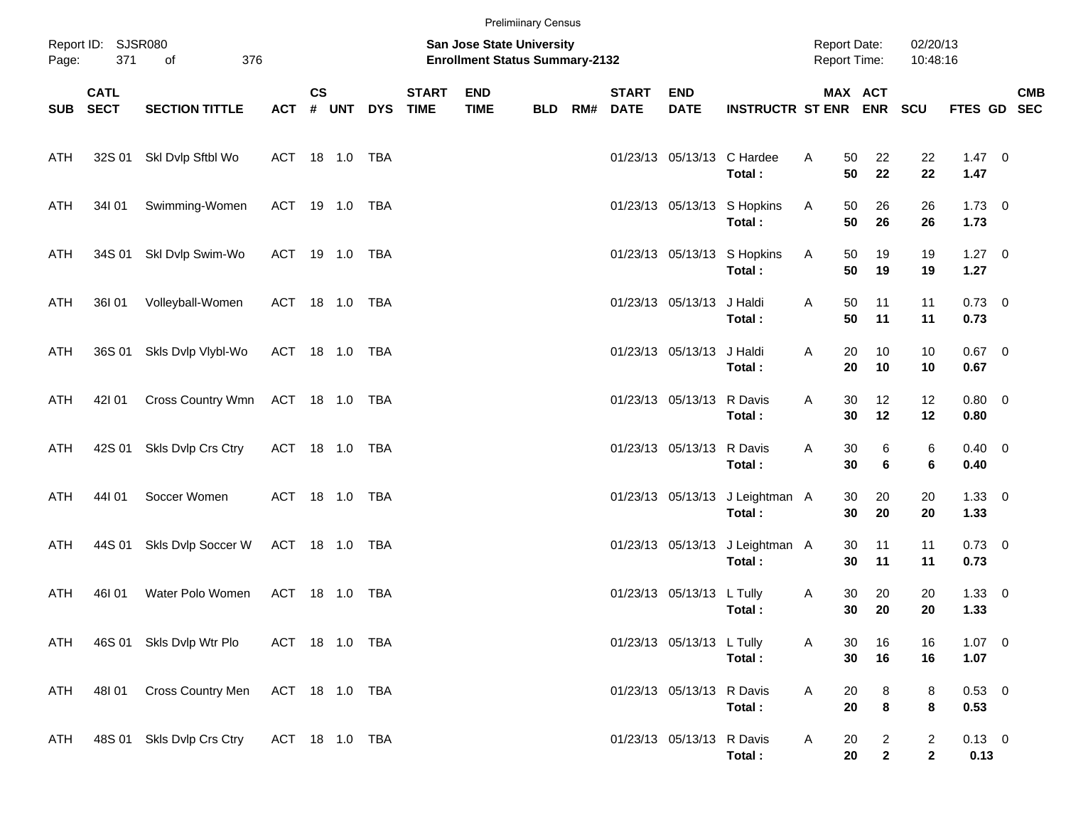Preliminary Census

Report ID: SJSR080

**San Jose State University**
**Enrollment Status Summary-2132**

Report Date: 02/20/13
Report Time: 10:48:16

| SUB | CATL SECT | SECTION TITTLE | ACT | CS # | UNT | DYS | START TIME | END TIME | BLD | RM# | START DATE | END DATE | INSTRUCTR | ST | MAX ENR | ACT ENR | SCU | FTES | GD | CMB SEC |
|---|---|---|---|---|---|---|---|---|---|---|---|---|---|---|---|---|---|---|---|---|
| ATH | 32S 01 | Skl Dvlp Sftbl Wo | ACT | 18 | 1.0 | TBA | | | | | 01/23/13 | 05/13/13 | C Hardee | A | 50 | 22 | 22 | 1.47 | 0 | |
| | | | | | | | | | | | | | **Total :** | | **50** | **22** | **22** | **1.47** | | |
| ATH | 34I 01 | Swimming-Women | ACT | 19 | 1.0 | TBA | | | | | 01/23/13 | 05/13/13 | S Hopkins | A | 50 | 26 | 26 | 1.73 | 0 | |
| | | | | | | | | | | | | | **Total :** | | **50** | **26** | **26** | **1.73** | | |
| ATH | 34S 01 | Skl Dvlp Swim-Wo | ACT | 19 | 1.0 | TBA | | | | | 01/23/13 | 05/13/13 | S Hopkins | A | 50 | 19 | 19 | 1.27 | 0 | |
| | | | | | | | | | | | | | **Total :** | | **50** | **19** | **19** | **1.27** | | |
| ATH | 36I 01 | Volleyball-Women | ACT | 18 | 1.0 | TBA | | | | | 01/23/13 | 05/13/13 | J Haldi | A | 50 | 11 | 11 | 0.73 | 0 | |
| | | | | | | | | | | | | | **Total :** | | **50** | **11** | **11** | **0.73** | | |
| ATH | 36S 01 | Skls Dvlp Vlybl-Wo | ACT | 18 | 1.0 | TBA | | | | | 01/23/13 | 05/13/13 | J Haldi | A | 20 | 10 | 10 | 0.67 | 0 | |
| | | | | | | | | | | | | | **Total :** | | **20** | **10** | **10** | **0.67** | | |
| ATH | 42I 01 | Cross Country Wmn | ACT | 18 | 1.0 | TBA | | | | | 01/23/13 | 05/13/13 | R Davis | A | 30 | 12 | 12 | 0.80 | 0 | |
| | | | | | | | | | | | | | **Total :** | | **30** | **12** | **12** | **0.80** | | |
| ATH | 42S 01 | Skls Dvlp Crs Ctry | ACT | 18 | 1.0 | TBA | | | | | 01/23/13 | 05/13/13 | R Davis | A | 30 | 6 | 6 | 0.40 | 0 | |
| | | | | | | | | | | | | | **Total :** | | **30** | **6** | **6** | **0.40** | | |
| ATH | 44I 01 | Soccer Women | ACT | 18 | 1.0 | TBA | | | | | 01/23/13 | 05/13/13 | J Leightman | A | 30 | 20 | 20 | 1.33 | 0 | |
| | | | | | | | | | | | | | **Total :** | | **30** | **20** | **20** | **1.33** | | |
| ATH | 44S 01 | Skls Dvlp Soccer W | ACT | 18 | 1.0 | TBA | | | | | 01/23/13 | 05/13/13 | J Leightman | A | 30 | 11 | 11 | 0.73 | 0 | |
| | | | | | | | | | | | | | **Total :** | | **30** | **11** | **11** | **0.73** | | |
| ATH | 46I 01 | Water Polo Women | ACT | 18 | 1.0 | TBA | | | | | 01/23/13 | 05/13/13 | L Tully | A | 30 | 20 | 20 | 1.33 | 0 | |
| | | | | | | | | | | | | | **Total :** | | **30** | **20** | **20** | **1.33** | | |
| ATH | 46S 01 | Skls Dvlp Wtr Plo | ACT | 18 | 1.0 | TBA | | | | | 01/23/13 | 05/13/13 | L Tully | A | 30 | 16 | 16 | 1.07 | 0 | |
| | | | | | | | | | | | | | **Total :** | | **30** | **16** | **16** | **1.07** | | |
| ATH | 48I 01 | Cross Country Men | ACT | 18 | 1.0 | TBA | | | | | 01/23/13 | 05/13/13 | R Davis | A | 20 | 8 | 8 | 0.53 | 0 | |
| | | | | | | | | | | | | | **Total :** | | **20** | **8** | **8** | **0.53** | | |
| ATH | 48S 01 | Skls Dvlp Crs Ctry | ACT | 18 | 1.0 | TBA | | | | | 01/23/13 | 05/13/13 | R Davis | A | 20 | 2 | 2 | 0.13 | 0 | |
| | | | | | | | | | | | | | **Total :** | | **20** | **2** | **2** | **0.13** | | |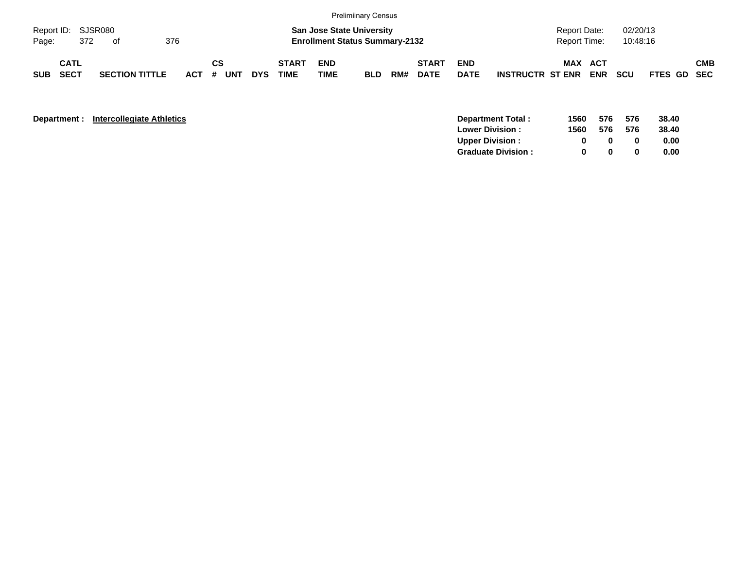Prelimiinary Census

Report ID: SJSR080
Page: 372 of 376

**San Jose State University**
**Enrollment Status Summary-2132**

Report Date: 02/20/13
Report Time: 10:48:16

| SUB | CATL SECT | SECTION TITTLE | ACT | CS # | UNT | DYS | START TIME | END TIME | BLD | RM# | START DATE | END DATE | INSTRUCTR | MAX ST ENR | ACT ENR | SCU | FTES | GD | CMB SEC |
|---|---|---|---|---|---|---|---|---|---|---|---|---|---|---|---|---|---|---|---|

**Department : Intercollegiate Athletics**

| | MAX ST ENR | ACT ENR | SCU | FTES |
|---|---|---|---|---|
| **Department Total :** | **1560** | **576** | **576** | **38.40** |
| **Lower Division :** | **1560** | **576** | **576** | **38.40** |
| **Upper Division :** | **0** | **0** | **0** | **0.00** |
| **Graduate Division :** | **0** | **0** | **0** | **0.00** |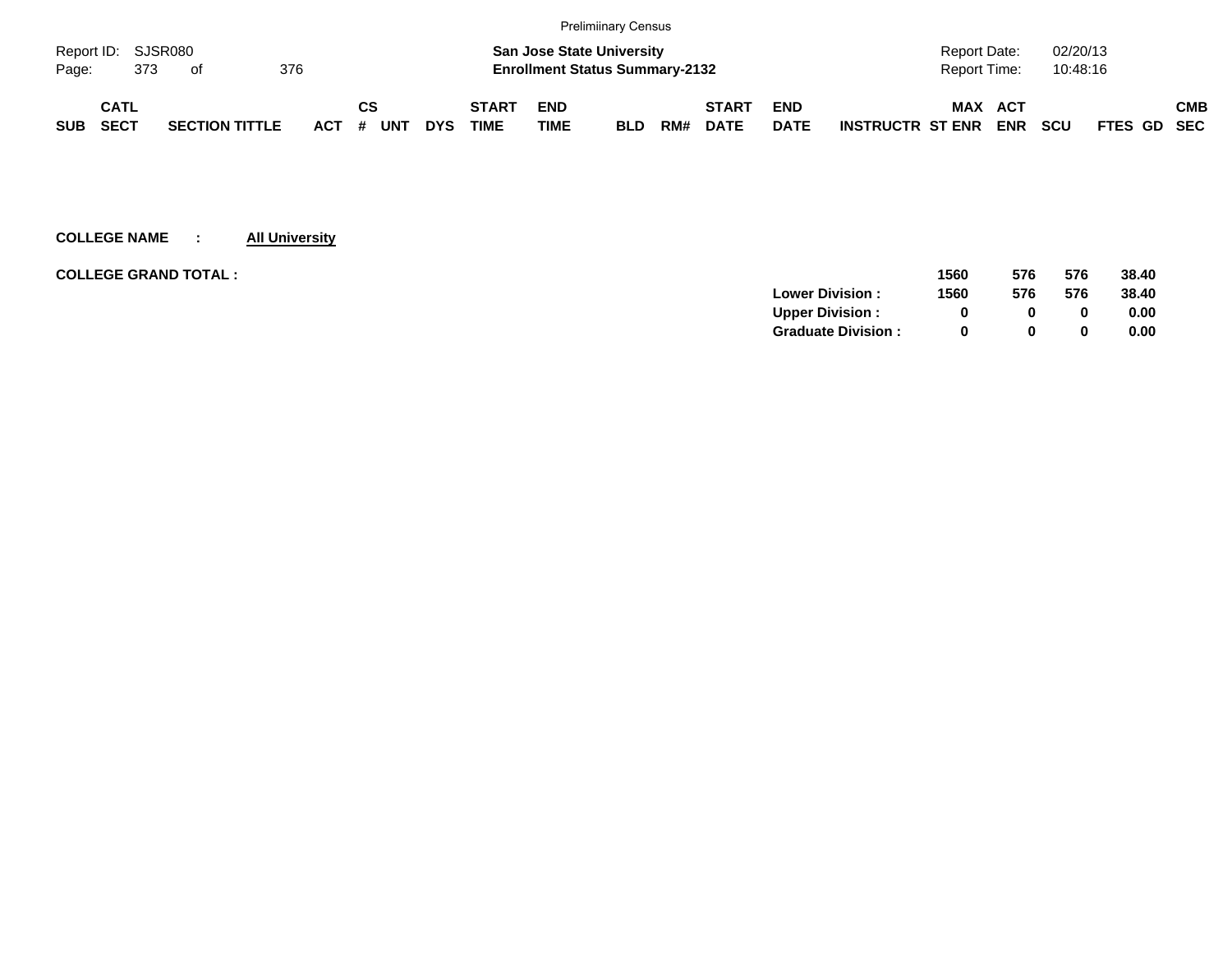Prelimiinary Census

Report ID: SJSR080

**San Jose State University**
**Enrollment Status Summary-2132**

Report Date: 02/20/13
Report Time: 10:48:16

| SUB | CATL SECT | SECTION TITTLE | ACT | CS # | UNT | DYS | START TIME | END TIME | BLD | RM# | START DATE | END DATE | INSTRUCTR | MAX ST ENR | ACT ENR | SCU | FTES | GD | CMB SEC |
|---|---|---|---|---|---|---|---|---|---|---|---|---|---|---|---|---|---|---|---|

**COLLEGE NAME : All University**

**COLLEGE GRAND TOTAL :**

| | MAX ST ENR | ACT ENR | SCU | FTES |
|---|---|---|---|---|
| | **1560** | **576** | **576** | **38.40** |
| **Lower Division :** | **1560** | **576** | **576** | **38.40** |
| **Upper Division :** | **0** | **0** | **0** | **0.00** |
| **Graduate Division :** | **0** | **0** | **0** | **0.00** |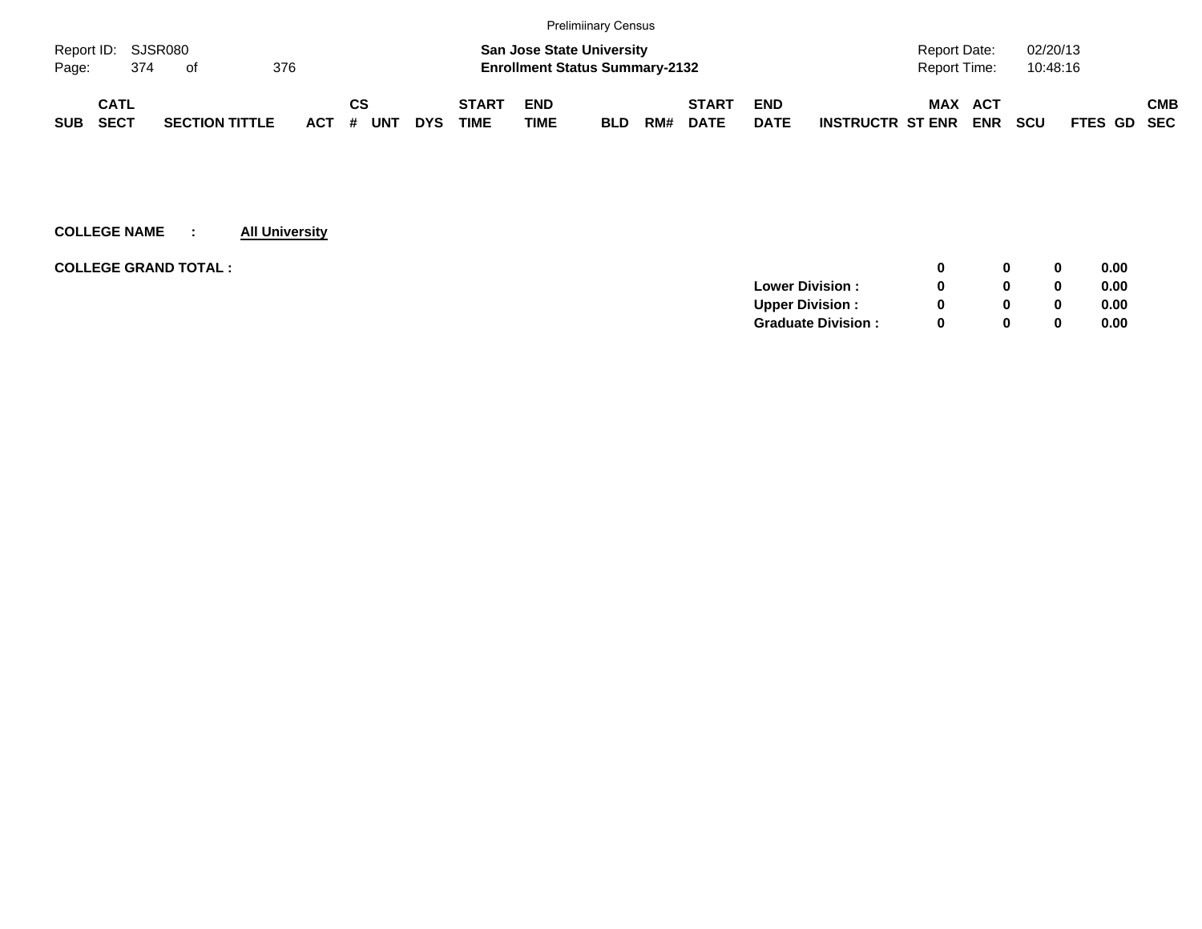Prelimiinary Census

Report ID: SJSR080

**San Jose State University**
**Enrollment Status Summary-2132**

Report Date: 02/20/13
Report Time: 10:48:16

| SUB | CATL SECT | SECTION TITTLE | ACT | CS # | UNT | DYS | START TIME | END TIME | BLD | RM# | START DATE | END DATE | INSTRUCTR | MAX ST ENR | ACT ENR | SCU | FTES | GD | CMB SEC |
|---|---|---|---|---|---|---|---|---|---|---|---|---|---|---|---|---|---|---|---|

**COLLEGE NAME : All University**

**COLLEGE GRAND TOTAL :**

| | MAX ST ENR | ACT ENR | SCU | FTES |
|---|---|---|---|---|
| **COLLEGE GRAND TOTAL :** | **0** | **0** | **0** | **0.00** |
| **Lower Division :** | **0** | **0** | **0** | **0.00** |
| **Upper Division :** | **0** | **0** | **0** | **0.00** |
| **Graduate Division :** | **0** | **0** | **0** | **0.00** |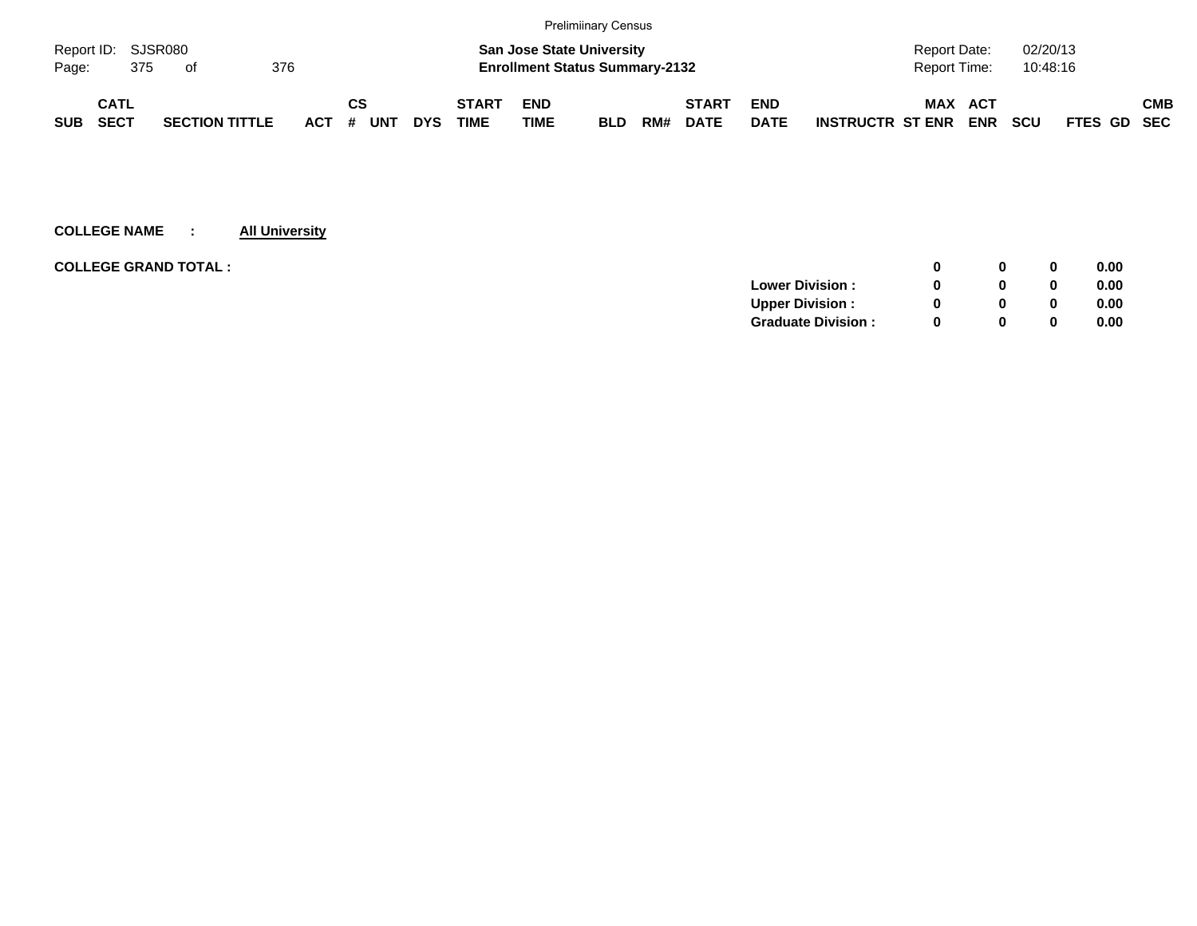Preliminary Census

Report ID: SJSR080

**San Jose State University**
**Enrollment Status Summary-2132**

Report Date: 02/20/13
Report Time: 10:48:16

| SUB | CATL SECT | SECTION TITTLE | ACT | CS # | UNT | DYS | START TIME | END TIME | BLD | RM# | START DATE | END DATE | INSTRUCTR | MAX ST ENR | ACT ENR | SCU | FTES | GD | CMB SEC |
|---|---|---|---|---|---|---|---|---|---|---|---|---|---|---|---|---|---|---|---|

**COLLEGE NAME : All University**

**COLLEGE GRAND TOTAL :**

| | | | | |
|---|---|---|---|---|
| | **0** | **0** | **0** | **0.00** |
| **Lower Division :** | **0** | **0** | **0** | **0.00** |
| **Upper Division :** | **0** | **0** | **0** | **0.00** |
| **Graduate Division :** | **0** | **0** | **0** | **0.00** |